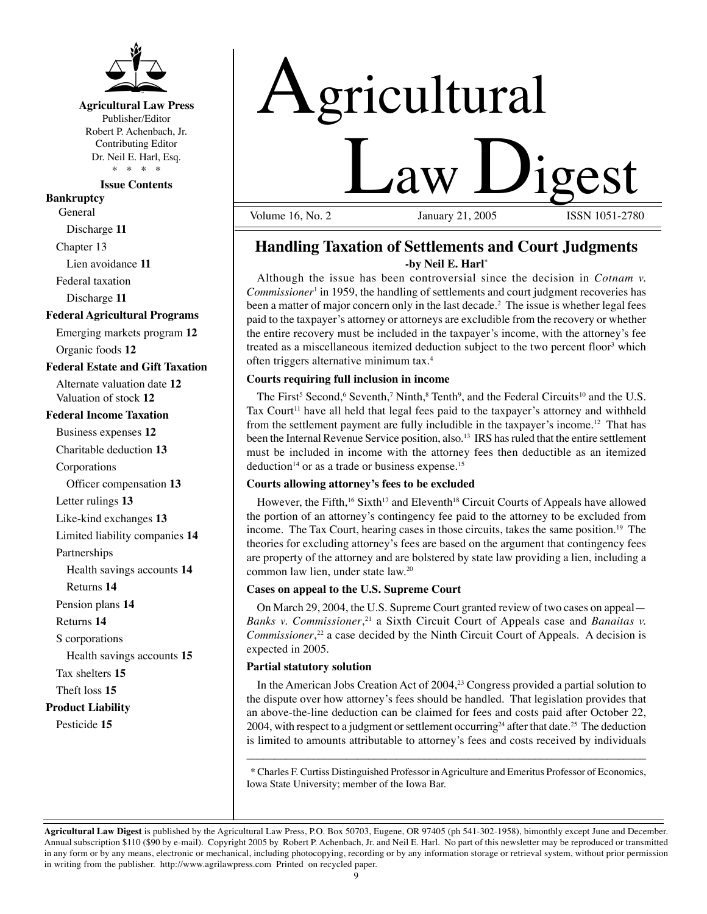**Agricultural Law Press**
Publisher/Editor
Robert P. Achenbach, Jr.
Contributing Editor
Dr. Neil E. Harl, Esq.
\* \* \* \*

**Issue Contents**

**Bankruptcy**
- General
  - Discharge **11**
- Chapter 13
  - Lien avoidance **11**
- Federal taxation
  - Discharge **11**

**Federal Agricultural Programs**
- Emerging markets program **12**
- Organic foods **12**

**Federal Estate and Gift Taxation**
- Alternate valuation date **12**
- Valuation of stock **12**

**Federal Income Taxation**
- Business expenses **12**
- Charitable deduction **13**
- Corporations
  - Officer compensation **13**
- Letter rulings **13**
- Like-kind exchanges **13**
- Limited liability companies **14**
- Partnerships
  - Health savings accounts **14**
  - Returns **14**
- Pension plans **14**
- Returns **14**
- S corporations
  - Health savings accounts **15**
- Tax shelters **15**
- Theft loss **15**

**Product Liability**
- Pesticide **15**

# Agricultural Law Digest

Volume 16, No. 2 January 21, 2005 ISSN 1051-2780

## Handling Taxation of Settlements and Court Judgments

**-by Neil E. Harl***

Although the issue has been controversial since the decision in *Cotnam v. Commissioner*[1] in 1959, the handling of settlements and court judgment recoveries has been a matter of major concern only in the last decade.[2] The issue is whether legal fees paid to the taxpayer's attorney or attorneys are excludible from the recovery or whether the entire recovery must be included in the taxpayer's income, with the attorney's fee treated as a miscellaneous itemized deduction subject to the two percent floor[3] which often triggers alternative minimum tax.[4]

### Courts requiring full inclusion in income

The First[5] Second,[6] Seventh,[7] Ninth,[8] Tenth[9], and the Federal Circuits[10] and the U.S. Tax Court[11] have all held that legal fees paid to the taxpayer's attorney and withheld from the settlement payment are fully includible in the taxpayer's income.[12] That has been the Internal Revenue Service position, also.[13] IRS has ruled that the entire settlement must be included in income with the attorney fees then deductible as an itemized deduction[14] or as a trade or business expense.[15]

### Courts allowing attorney's fees to be excluded

However, the Fifth,[16] Sixth[17] and Eleventh[18] Circuit Courts of Appeals have allowed the portion of an attorney's contingency fee paid to the attorney to be excluded from income. The Tax Court, hearing cases in those circuits, takes the same position.[19] The theories for excluding attorney's fees are based on the argument that contingency fees are property of the attorney and are bolstered by state law providing a lien, including a common law lien, under state law.[20]

### Cases on appeal to the U.S. Supreme Court

On March 29, 2004, the U.S. Supreme Court granted review of two cases on appeal—*Banks v. Commissioner*,[21] a Sixth Circuit Court of Appeals case and *Banaitas v. Commissioner*,[22] a case decided by the Ninth Circuit Court of Appeals. A decision is expected in 2005.

### Partial statutory solution

In the American Jobs Creation Act of 2004,[23] Congress provided a partial solution to the dispute over how attorney's fees should be handled. That legislation provides that an above-the-line deduction can be claimed for fees and costs paid after October 22, 2004, with respect to a judgment or settlement occurring[24] after that date.[25] The deduction is limited to amounts attributable to attorney's fees and costs received by individuals

---

\* Charles F. Curtiss Distinguished Professor in Agriculture and Emeritus Professor of Economics, Iowa State University; member of the Iowa Bar.

---

**Agricultural Law Digest** is published by the Agricultural Law Press, P.O. Box 50703, Eugene, OR 97405 (ph 541-302-1958), bimonthly except June and December. Annual subscription $110 ($90 by e-mail). Copyright 2005 by Robert P. Achenbach, Jr. and Neil E. Harl. No part of this newsletter may be reproduced or transmitted in any form or by any means, electronic or mechanical, including photocopying, recording or by any information storage or retrieval system, without prior permission in writing from the publisher. http://www.agrilawpress.com Printed on recycled paper.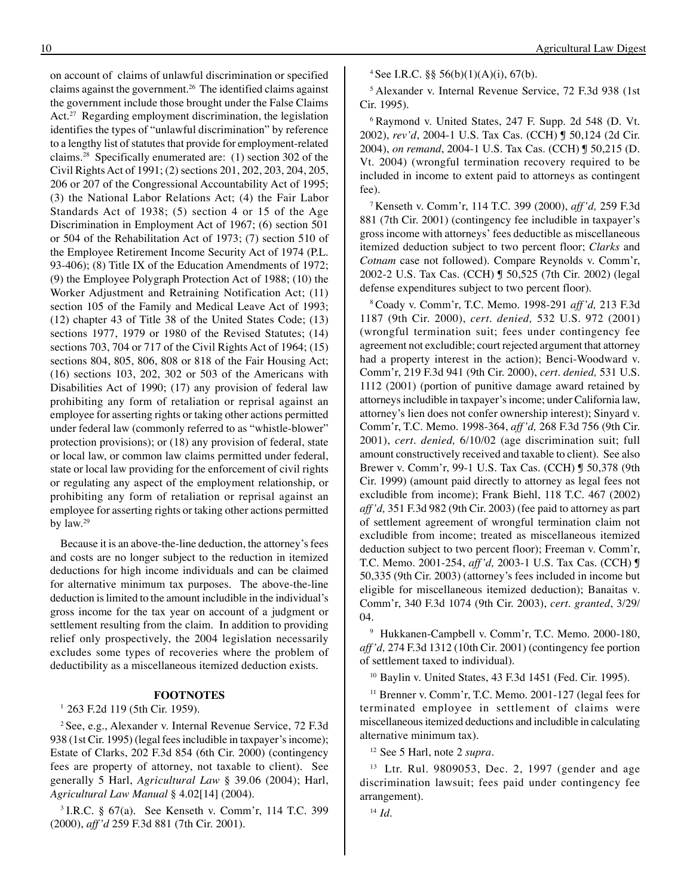on account of claims of unlawful discrimination or specified claims against the government.[26] The identified claims against the government include those brought under the False Claims Act.[27] Regarding employment discrimination, the legislation identifies the types of "unlawful discrimination" by reference to a lengthy list of statutes that provide for employment-related claims.[28] Specifically enumerated are: (1) section 302 of the Civil Rights Act of 1991; (2) sections 201, 202, 203, 204, 205, 206 or 207 of the Congressional Accountability Act of 1995; (3) the National Labor Relations Act; (4) the Fair Labor Standards Act of 1938; (5) section 4 or 15 of the Age Discrimination in Employment Act of 1967; (6) section 501 or 504 of the Rehabilitation Act of 1973; (7) section 510 of the Employee Retirement Income Security Act of 1974 (P.L. 93-406); (8) Title IX of the Education Amendments of 1972; (9) the Employee Polygraph Protection Act of 1988; (10) the Worker Adjustment and Retraining Notification Act; (11) section 105 of the Family and Medical Leave Act of 1993; (12) chapter 43 of Title 38 of the United States Code; (13) sections 1977, 1979 or 1980 of the Revised Statutes; (14) sections 703, 704 or 717 of the Civil Rights Act of 1964; (15) sections 804, 805, 806, 808 or 818 of the Fair Housing Act; (16) sections 103, 202, 302 or 503 of the Americans with Disabilities Act of 1990; (17) any provision of federal law prohibiting any form of retaliation or reprisal against an employee for asserting rights or taking other actions permitted under federal law (commonly referred to as "whistle-blower" protection provisions); or (18) any provision of federal, state or local law, or common law claims permitted under federal, state or local law providing for the enforcement of civil rights or regulating any aspect of the employment relationship, or prohibiting any form of retaliation or reprisal against an employee for asserting rights or taking other actions permitted by law.[29]

Because it is an above-the-line deduction, the attorney's fees and costs are no longer subject to the reduction in itemized deductions for high income individuals and can be claimed for alternative minimum tax purposes. The above-the-line deduction is limited to the amount includible in the individual's gross income for the tax year on account of a judgment or settlement resulting from the claim. In addition to providing relief only prospectively, the 2004 legislation necessarily excludes some types of recoveries where the problem of deductibility as a miscellaneous itemized deduction exists.

**FOOTNOTES**

[1] 263 F.2d 119 (5th Cir. 1959).

[2] See, e.g., Alexander v. Internal Revenue Service, 72 F.3d 938 (1st Cir. 1995) (legal fees includible in taxpayer's income); Estate of Clarks, 202 F.3d 854 (6th Cir. 2000) (contingency fees are property of attorney, not taxable to client). See generally 5 Harl, *Agricultural Law* § 39.06 (2004); Harl, *Agricultural Law Manual* § 4.02[14] (2004).

[3] I.R.C. § 67(a). See Kenseth v. Comm'r, 114 T.C. 399 (2000), *aff'd* 259 F.3d 881 (7th Cir. 2001).

[4] See I.R.C. §§ 56(b)(1)(A)(i), 67(b).

[5] Alexander v. Internal Revenue Service, 72 F.3d 938 (1st Cir. 1995).

[6] Raymond v. United States, 247 F. Supp. 2d 548 (D. Vt. 2002), *rev'd*, 2004-1 U.S. Tax Cas. (CCH) ¶ 50,124 (2d Cir. 2004), *on remand*, 2004-1 U.S. Tax Cas. (CCH) ¶ 50,215 (D. Vt. 2004) (wrongful termination recovery required to be included in income to extent paid to attorneys as contingent fee).

[7] Kenseth v. Comm'r, 114 T.C. 399 (2000), *aff'd,* 259 F.3d 881 (7th Cir. 2001) (contingency fee includible in taxpayer's gross income with attorneys' fees deductible as miscellaneous itemized deduction subject to two percent floor; *Clarks* and *Cotnam* case not followed). Compare Reynolds v. Comm'r, 2002-2 U.S. Tax Cas. (CCH) ¶ 50,525 (7th Cir. 2002) (legal defense expenditures subject to two percent floor).

[8] Coady v. Comm'r, T.C. Memo. 1998-291 *aff'd,* 213 F.3d 1187 (9th Cir. 2000), *cert. denied,* 532 U.S. 972 (2001) (wrongful termination suit; fees under contingency fee agreement not excludible; court rejected argument that attorney had a property interest in the action); Benci-Woodward v. Comm'r, 219 F.3d 941 (9th Cir. 2000), *cert. denied,* 531 U.S. 1112 (2001) (portion of punitive damage award retained by attorneys includible in taxpayer's income; under California law, attorney's lien does not confer ownership interest); Sinyard v. Comm'r, T.C. Memo. 1998-364, *aff'd,* 268 F.3d 756 (9th Cir. 2001), *cert. denied,* 6/10/02 (age discrimination suit; full amount constructively received and taxable to client). See also Brewer v. Comm'r, 99-1 U.S. Tax Cas. (CCH) ¶ 50,378 (9th Cir. 1999) (amount paid directly to attorney as legal fees not excludible from income); Frank Biehl, 118 T.C. 467 (2002) *aff'd,* 351 F.3d 982 (9th Cir. 2003) (fee paid to attorney as part of settlement agreement of wrongful termination claim not excludible from income; treated as miscellaneous itemized deduction subject to two percent floor); Freeman v. Comm'r, T.C. Memo. 2001-254, *aff'd,* 2003-1 U.S. Tax Cas. (CCH) ¶ 50,335 (9th Cir. 2003) (attorney's fees included in income but eligible for miscellaneous itemized deduction); Banaitas v. Comm'r, 340 F.3d 1074 (9th Cir. 2003), *cert. granted*, 3/29/04.

[9] Hukkanen-Campbell v. Comm'r, T.C. Memo. 2000-180, *aff'd,* 274 F.3d 1312 (10th Cir. 2001) (contingency fee portion of settlement taxed to individual).

[10] Baylin v. United States, 43 F.3d 1451 (Fed. Cir. 1995).

[11] Brenner v. Comm'r, T.C. Memo. 2001-127 (legal fees for terminated employee in settlement of claims were miscellaneous itemized deductions and includible in calculating alternative minimum tax).

[12] See 5 Harl, note 2 *supra*.

[13] Ltr. Rul. 9809053, Dec. 2, 1997 (gender and age discrimination lawsuit; fees paid under contingency fee arrangement).

[14] *Id.*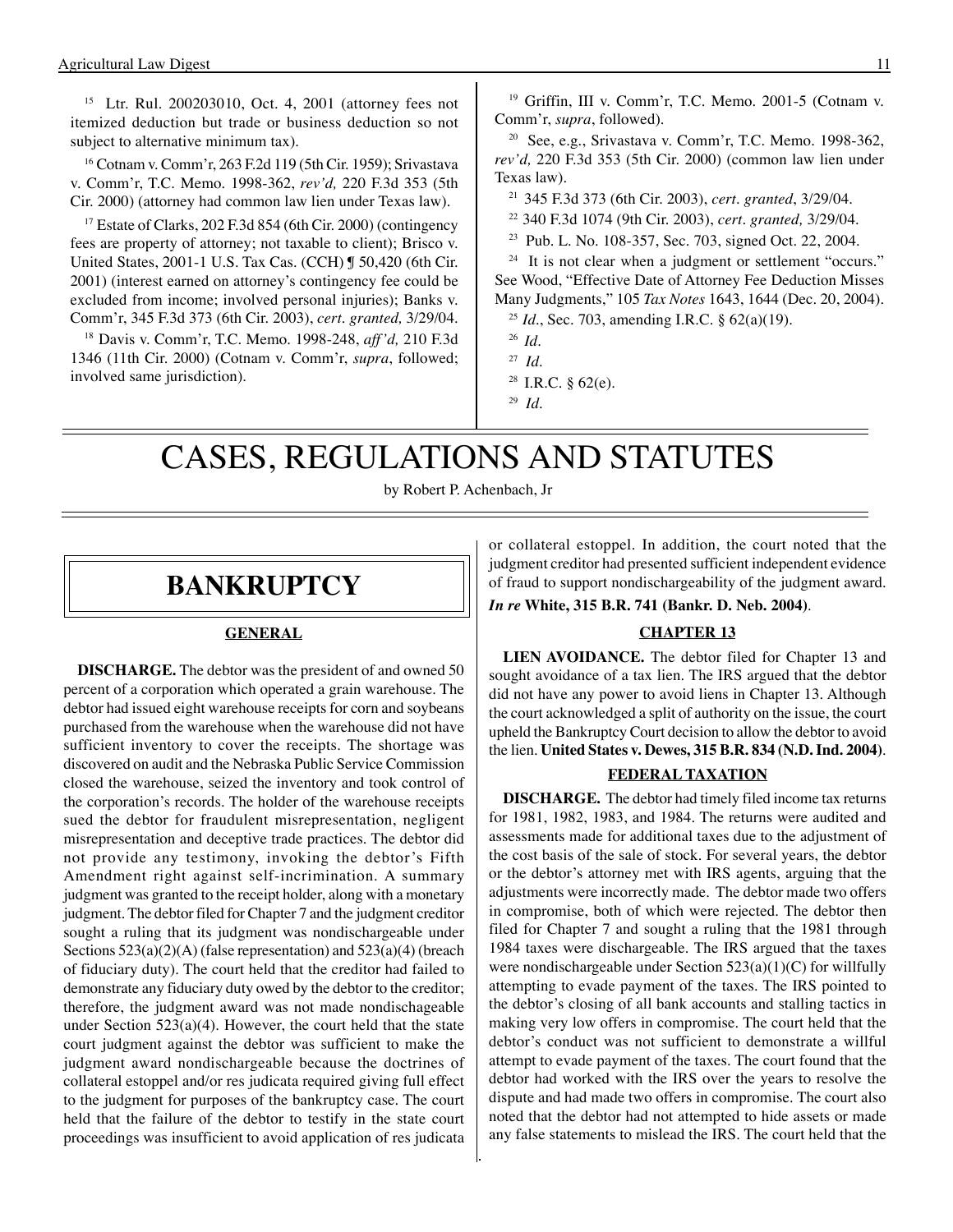[15] Ltr. Rul. 200203010, Oct. 4, 2001 (attorney fees not itemized deduction but trade or business deduction so not subject to alternative minimum tax).

[16] Cotnam v. Comm'r, 263 F.2d 119 (5th Cir. 1959); Srivastava v. Comm'r, T.C. Memo. 1998-362, *rev'd,* 220 F.3d 353 (5th Cir. 2000) (attorney had common law lien under Texas law).

[17] Estate of Clarks, 202 F.3d 854 (6th Cir. 2000) (contingency fees are property of attorney; not taxable to client); Brisco v. United States, 2001-1 U.S. Tax Cas. (CCH) ¶ 50,420 (6th Cir. 2001) (interest earned on attorney's contingency fee could be excluded from income; involved personal injuries); Banks v. Comm'r, 345 F.3d 373 (6th Cir. 2003), *cert. granted,* 3/29/04.

[18] Davis v. Comm'r, T.C. Memo. 1998-248, *aff'd,* 210 F.3d 1346 (11th Cir. 2000) (Cotnam v. Comm'r, *supra*, followed; involved same jurisdiction).

[19] Griffin, III v. Comm'r, T.C. Memo. 2001-5 (Cotnam v. Comm'r, *supra*, followed).

[20] See, e.g., Srivastava v. Comm'r, T.C. Memo. 1998-362, *rev'd,* 220 F.3d 353 (5th Cir. 2000) (common law lien under Texas law).

[21] 345 F.3d 373 (6th Cir. 2003), *cert. granted*, 3/29/04.

[22] 340 F.3d 1074 (9th Cir. 2003), *cert. granted,* 3/29/04.

[23] Pub. L. No. 108-357, Sec. 703, signed Oct. 22, 2004.

[24] It is not clear when a judgment or settlement "occurs." See Wood, "Effective Date of Attorney Fee Deduction Misses Many Judgments," 105 *Tax Notes* 1643, 1644 (Dec. 20, 2004).

[25] *Id.*, Sec. 703, amending I.R.C. § 62(a)(19).

[26] *Id.*

[27] *Id.*

[28] I.R.C. § 62(e).

[29] *Id.*

# CASES, REGULATIONS AND STATUTES

by Robert P. Achenbach, Jr

## BANKRUPTCY

### GENERAL

**DISCHARGE.** The debtor was the president of and owned 50 percent of a corporation which operated a grain warehouse. The debtor had issued eight warehouse receipts for corn and soybeans purchased from the warehouse when the warehouse did not have sufficient inventory to cover the receipts. The shortage was discovered on audit and the Nebraska Public Service Commission closed the warehouse, seized the inventory and took control of the corporation's records. The holder of the warehouse receipts sued the debtor for fraudulent misrepresentation, negligent misrepresentation and deceptive trade practices. The debtor did not provide any testimony, invoking the debtor's Fifth Amendment right against self-incrimination. A summary judgment was granted to the receipt holder, along with a monetary judgment. The debtor filed for Chapter 7 and the judgment creditor sought a ruling that its judgment was nondischargeable under Sections 523(a)(2)(A) (false representation) and 523(a)(4) (breach of fiduciary duty). The court held that the creditor had failed to demonstrate any fiduciary duty owed by the debtor to the creditor; therefore, the judgment award was not made nondischageable under Section 523(a)(4). However, the court held that the state court judgment against the debtor was sufficient to make the judgment award nondischargeable because the doctrines of collateral estoppel and/or res judicata required giving full effect to the judgment for purposes of the bankruptcy case. The court held that the failure of the debtor to testify in the state court proceedings was insufficient to avoid application of res judicata or collateral estoppel. In addition, the court noted that the judgment creditor had presented sufficient independent evidence of fraud to support nondischargeability of the judgment award. ***In re* White, 315 B.R. 741 (Bankr. D. Neb. 2004)**.

### CHAPTER 13

**LIEN AVOIDANCE.** The debtor filed for Chapter 13 and sought avoidance of a tax lien. The IRS argued that the debtor did not have any power to avoid liens in Chapter 13. Although the court acknowledged a split of authority on the issue, the court upheld the Bankruptcy Court decision to allow the debtor to avoid the lien. **United States v. Dewes, 315 B.R. 834 (N.D. Ind. 2004)**.

### FEDERAL TAXATION

**DISCHARGE.** The debtor had timely filed income tax returns for 1981, 1982, 1983, and 1984. The returns were audited and assessments made for additional taxes due to the adjustment of the cost basis of the sale of stock. For several years, the debtor or the debtor's attorney met with IRS agents, arguing that the adjustments were incorrectly made. The debtor made two offers in compromise, both of which were rejected. The debtor then filed for Chapter 7 and sought a ruling that the 1981 through 1984 taxes were dischargeable. The IRS argued that the taxes were nondischargeable under Section 523(a)(1)(C) for willfully attempting to evade payment of the taxes. The IRS pointed to the debtor's closing of all bank accounts and stalling tactics in making very low offers in compromise. The court held that the debtor's conduct was not sufficient to demonstrate a willful attempt to evade payment of the taxes. The court found that the debtor had worked with the IRS over the years to resolve the dispute and had made two offers in compromise. The court also noted that the debtor had not attempted to hide assets or made any false statements to mislead the IRS. The court held that the